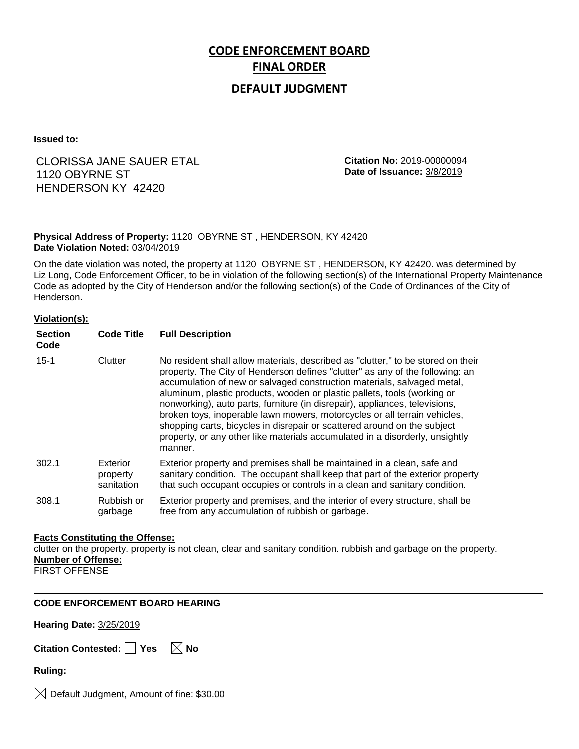# CODE ENFORCEMENT BOARD
# FINAL ORDER

## DEFAULT JUDGMENT

**Issued to:**

CLORISSA JANE SAUER ETAL
1120 OBYRNE ST
HENDERSON KY 42420

**Citation No:** 2019-00000094
**Date of Issuance:** 3/8/2019

**Physical Address of Property:** 1120 OBYRNE ST , HENDERSON, KY 42420
**Date Violation Noted:** 03/04/2019

On the date violation was noted, the property at 1120 OBYRNE ST , HENDERSON, KY 42420. was determined by Liz Long, Code Enforcement Officer, to be in violation of the following section(s) of the International Property Maintenance Code as adopted by the City of Henderson and/or the following section(s) of the Code of Ordinances of the City of Henderson.

**Violation(s):**

| Section Code | Code Title | Full Description |
|---|---|---|
| 15-1 | Clutter | No resident shall allow materials, described as "clutter," to be stored on their property. The City of Henderson defines "clutter" as any of the following: an accumulation of new or salvaged construction materials, salvaged metal, aluminum, plastic products, wooden or plastic pallets, tools (working or nonworking), auto parts, furniture (in disrepair), appliances, televisions, broken toys, inoperable lawn mowers, motorcycles or all terrain vehicles, shopping carts, bicycles in disrepair or scattered around on the subject property, or any other like materials accumulated in a disorderly, unsightly manner. |
| 302.1 | Exterior property sanitation | Exterior property and premises shall be maintained in a clean, safe and sanitary condition. The occupant shall keep that part of the exterior property that such occupant occupies or controls in a clean and sanitary condition. |
| 308.1 | Rubbish or garbage | Exterior property and premises, and the interior of every structure, shall be free from any accumulation of rubbish or garbage. |

**Facts Constituting the Offense:**
clutter on the property. property is not clean, clear and sanitary condition. rubbish and garbage on the property.
**Number of Offense:**
FIRST OFFENSE

---

**CODE ENFORCEMENT BOARD HEARING**

**Hearing Date:** 3/25/2019

**Citation Contested:** ☐ Yes ☒ No

**Ruling:**

☒ Default Judgment, Amount of fine: $30.00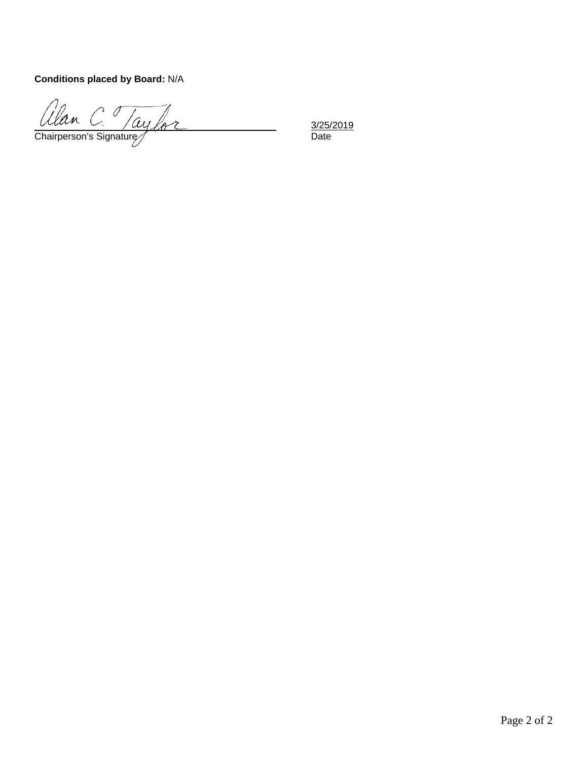**Conditions placed by Board:** N/A

Alan C. Taylor
Chairperson's Signature

3/25/2019
Date